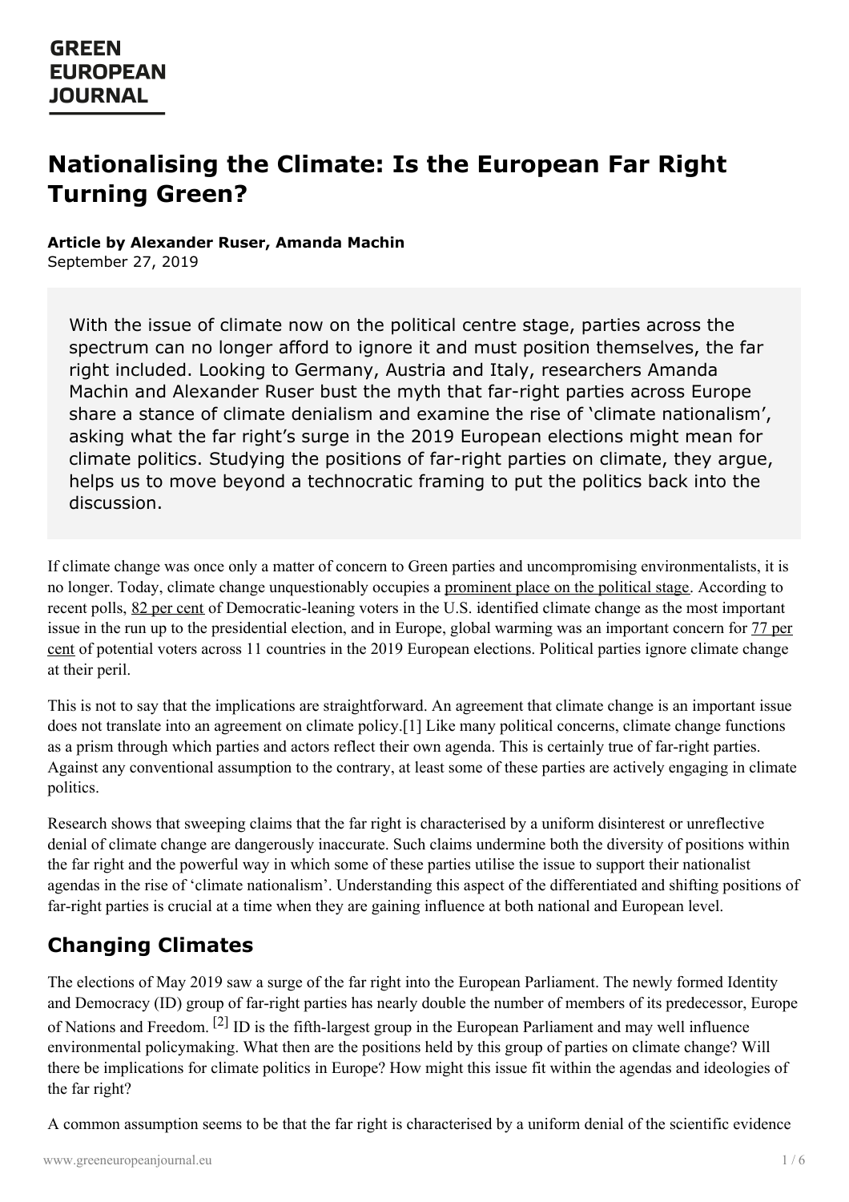# Nationalising the Climate: Is the European Far Right Turning Green?

**Article by Alexander Ruser, Amanda Machin**
September 27, 2019

> With the issue of climate now on the political centre stage, parties across the spectrum can no longer afford to ignore it and must position themselves, the far right included. Looking to Germany, Austria and Italy, researchers Amanda Machin and Alexander Ruser bust the myth that far-right parties across Europe share a stance of climate denialism and examine the rise of 'climate nationalism', asking what the far right's surge in the 2019 European elections might mean for climate politics. Studying the positions of far-right parties on climate, they argue, helps us to move beyond a technocratic framing to put the politics back into the discussion.

If climate change was once only a matter of concern to Green parties and uncompromising environmentalists, it is no longer. Today, climate change unquestionably occupies a prominent place on the political stage. According to recent polls, 82 per cent of Democratic-leaning voters in the U.S. identified climate change as the most important issue in the run up to the presidential election, and in Europe, global warming was an important concern for 77 per cent of potential voters across 11 countries in the 2019 European elections. Political parties ignore climate change at their peril.

This is not to say that the implications are straightforward. An agreement that climate change is an important issue does not translate into an agreement on climate policy.[1] Like many political concerns, climate change functions as a prism through which parties and actors reflect their own agenda. This is certainly true of far-right parties. Against any conventional assumption to the contrary, at least some of these parties are actively engaging in climate politics.

Research shows that sweeping claims that the far right is characterised by a uniform disinterest or unreflective denial of climate change are dangerously inaccurate. Such claims undermine both the diversity of positions within the far right and the powerful way in which some of these parties utilise the issue to support their nationalist agendas in the rise of 'climate nationalism'. Understanding this aspect of the differentiated and shifting positions of far-right parties is crucial at a time when they are gaining influence at both national and European level.

## Changing Climates

The elections of May 2019 saw a surge of the far right into the European Parliament. The newly formed Identity and Democracy (ID) group of far-right parties has nearly double the number of members of its predecessor, Europe of Nations and Freedom. [2] ID is the fifth-largest group in the European Parliament and may well influence environmental policymaking. What then are the positions held by this group of parties on climate change? Will there be implications for climate politics in Europe? How might this issue fit within the agendas and ideologies of the far right?

A common assumption seems to be that the far right is characterised by a uniform denial of the scientific evidence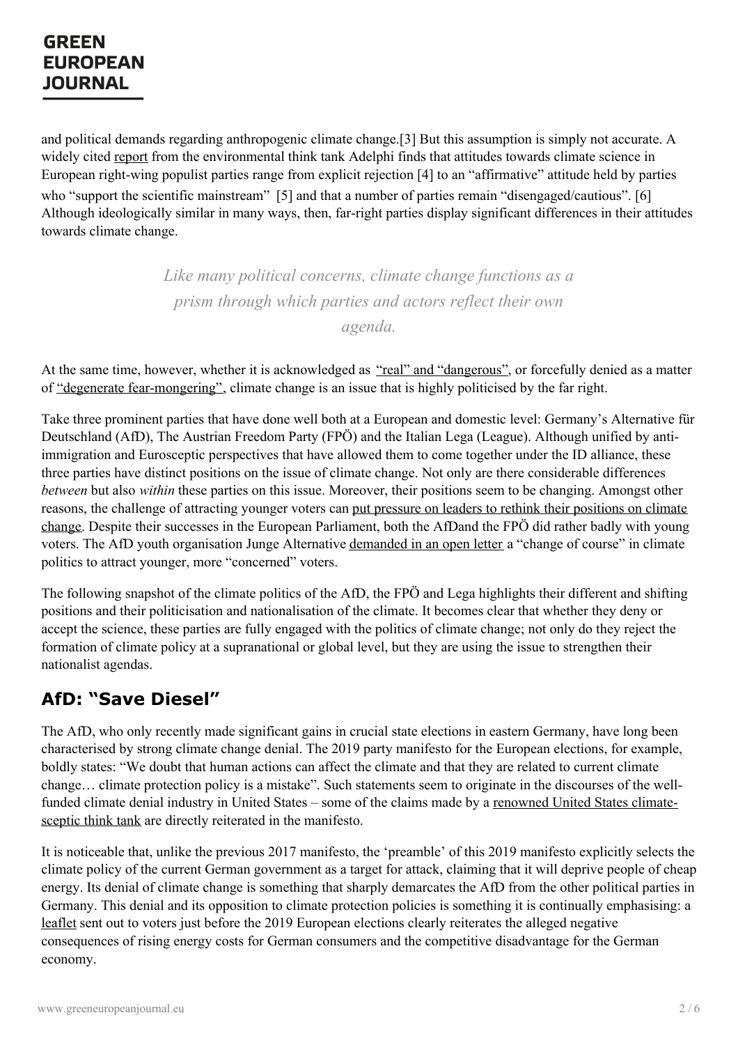and political demands regarding anthropogenic climate change.[3] But this assumption is simply not accurate. A widely cited report from the environmental think tank Adelphi finds that attitudes towards climate science in European right-wing populist parties range from explicit rejection [4] to an "affirmative" attitude held by parties who "support the scientific mainstream" [5] and that a number of parties remain "disengaged/cautious". [6] Although ideologically similar in many ways, then, far-right parties display significant differences in their attitudes towards climate change.

> *Like many political concerns, climate change functions as a prism through which parties and actors reflect their own agenda.*

At the same time, however, whether it is acknowledged as "real" and "dangerous", or forcefully denied as a matter of "degenerate fear-mongering", climate change is an issue that is highly politicised by the far right.

Take three prominent parties that have done well both at a European and domestic level: Germany's Alternative für Deutschland (AfD), The Austrian Freedom Party (FPÖ) and the Italian Lega (League). Although unified by anti-immigration and Eurosceptic perspectives that have allowed them to come together under the ID alliance, these three parties have distinct positions on the issue of climate change. Not only are there considerable differences *between* but also *within* these parties on this issue. Moreover, their positions seem to be changing. Amongst other reasons, the challenge of attracting younger voters can put pressure on leaders to rethink their positions on climate change. Despite their successes in the European Parliament, both the AfDand the FPÖ did rather badly with young voters. The AfD youth organisation Junge Alternative demanded in an open letter a "change of course" in climate politics to attract younger, more "concerned" voters.

The following snapshot of the climate politics of the AfD, the FPÖ and Lega highlights their different and shifting positions and their politicisation and nationalisation of the climate. It becomes clear that whether they deny or accept the science, these parties are fully engaged with the politics of climate change; not only do they reject the formation of climate policy at a supranational or global level, but they are using the issue to strengthen their nationalist agendas.

## AfD: "Save Diesel"

The AfD, who only recently made significant gains in crucial state elections in eastern Germany, have long been characterised by strong climate change denial. The 2019 party manifesto for the European elections, for example, boldly states: "We doubt that human actions can affect the climate and that they are related to current climate change… climate protection policy is a mistake". Such statements seem to originate in the discourses of the well-funded climate denial industry in United States – some of the claims made by a renowned United States climate-sceptic think tank are directly reiterated in the manifesto.

It is noticeable that, unlike the previous 2017 manifesto, the 'preamble' of this 2019 manifesto explicitly selects the climate policy of the current German government as a target for attack, claiming that it will deprive people of cheap energy. Its denial of climate change is something that sharply demarcates the AfD from the other political parties in Germany. This denial and its opposition to climate protection policies is something it is continually emphasising: a leaflet sent out to voters just before the 2019 European elections clearly reiterates the alleged negative consequences of rising energy costs for German consumers and the competitive disadvantage for the German economy.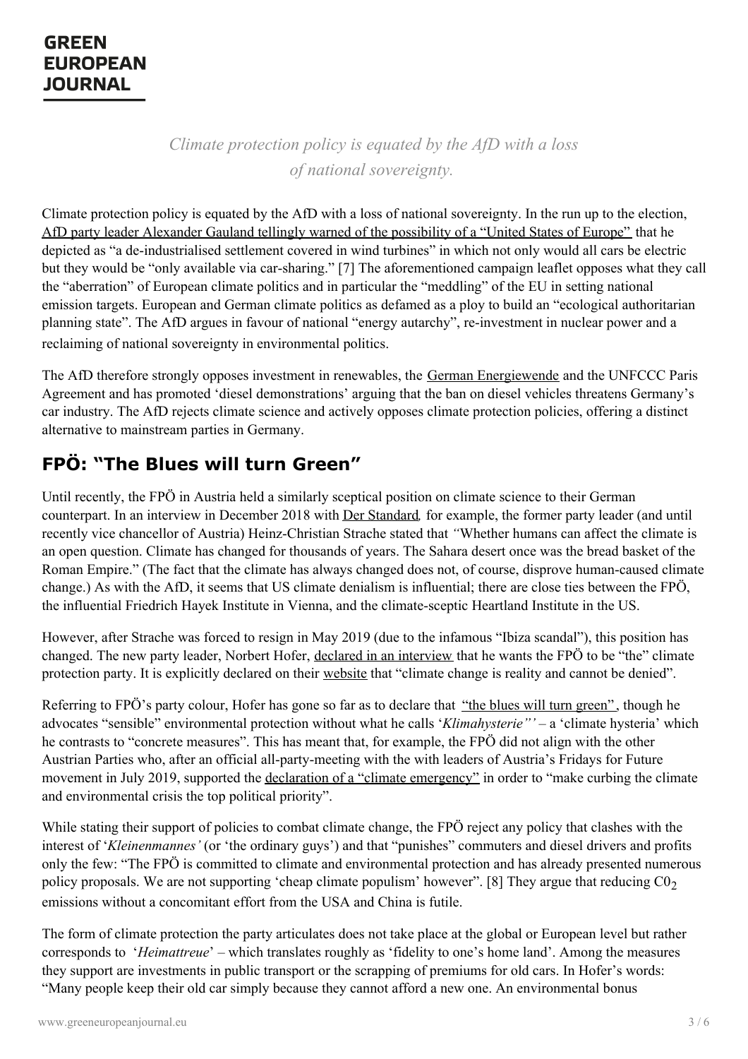*Climate protection policy is equated by the AfD with a loss of national sovereignty.*

Climate protection policy is equated by the AfD with a loss of national sovereignty. In the run up to the election, AfD party leader Alexander Gauland tellingly warned of the possibility of a "United States of Europe" that he depicted as "a de-industrialised settlement covered in wind turbines" in which not only would all cars be electric but they would be "only available via car-sharing." [7] The aforementioned campaign leaflet opposes what they call the "aberration" of European climate politics and in particular the "meddling" of the EU in setting national emission targets. European and German climate politics as defamed as a ploy to build an "ecological authoritarian planning state". The AfD argues in favour of national "energy autarchy", re-investment in nuclear power and a reclaiming of national sovereignty in environmental politics.

The AfD therefore strongly opposes investment in renewables, the German Energiewende and the UNFCCC Paris Agreement and has promoted 'diesel demonstrations' arguing that the ban on diesel vehicles threatens Germany's car industry. The AfD rejects climate science and actively opposes climate protection policies, offering a distinct alternative to mainstream parties in Germany.

## FPÖ: "The Blues will turn Green"

Until recently, the FPÖ in Austria held a similarly sceptical position on climate science to their German counterpart. In an interview in December 2018 with *Der Standard*, for example, the former party leader (and until recently vice chancellor of Austria) Heinz-Christian Strache stated that *"*Whether humans can affect the climate is an open question. Climate has changed for thousands of years. The Sahara desert once was the bread basket of the Roman Empire." (The fact that the climate has always changed does not, of course, disprove human-caused climate change.) As with the AfD, it seems that US climate denialism is influential; there are close ties between the FPÖ, the influential Friedrich Hayek Institute in Vienna, and the climate-sceptic Heartland Institute in the US.

However, after Strache was forced to resign in May 2019 (due to the infamous "Ibiza scandal"), this position has changed. The new party leader, Norbert Hofer, declared in an interview that he wants the FPÖ to be "the" climate protection party. It is explicitly declared on their website that "climate change is reality and cannot be denied".

Referring to FPÖ's party colour, Hofer has gone so far as to declare that "the blues will turn green", though he advocates "sensible" environmental protection without what he calls '*Klimahysterie"'* – a 'climate hysteria' which he contrasts to "concrete measures". This has meant that, for example, the FPÖ did not align with the other Austrian Parties who, after an official all-party-meeting with the with leaders of Austria's Fridays for Future movement in July 2019, supported the declaration of a "climate emergency" in order to "make curbing the climate and environmental crisis the top political priority".

While stating their support of policies to combat climate change, the FPÖ reject any policy that clashes with the interest of '*Kleinenmannes'* (or 'the ordinary guys') and that "punishes" commuters and diesel drivers and profits only the few: "The FPÖ is committed to climate and environmental protection and has already presented numerous policy proposals. We are not supporting 'cheap climate populism' however". [8] They argue that reducing $C0_2$ emissions without a concomitant effort from the USA and China is futile.

The form of climate protection the party articulates does not take place at the global or European level but rather corresponds to '*Heimattreue*' – which translates roughly as 'fidelity to one's home land'. Among the measures they support are investments in public transport or the scrapping of premiums for old cars. In Hofer's words: "Many people keep their old car simply because they cannot afford a new one. An environmental bonus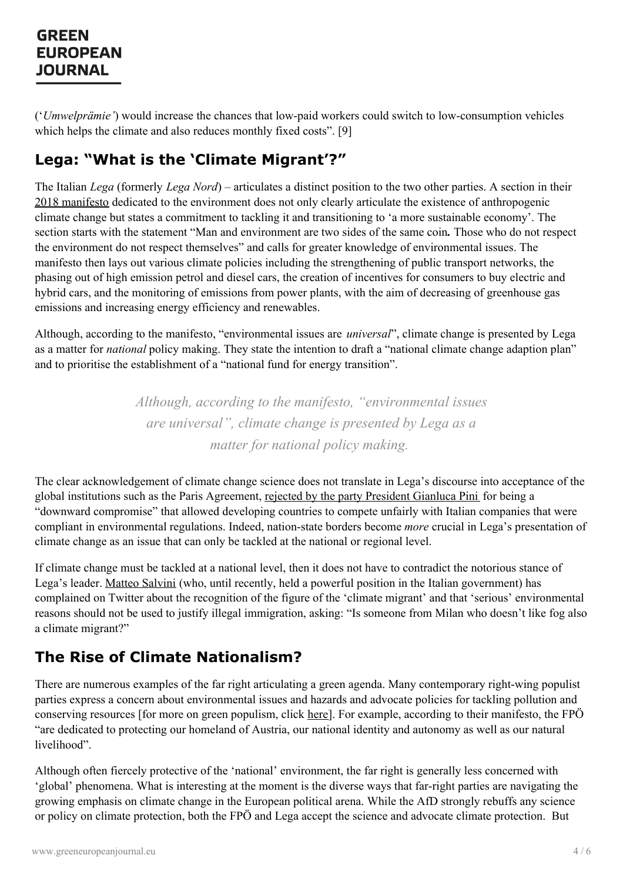('*Umweltprämie'*) would increase the chances that low-paid workers could switch to low-consumption vehicles which helps the climate and also reduces monthly fixed costs". [9]

## Lega: "What is the 'Climate Migrant'?"

The Italian *Lega* (formerly *Lega Nord*) – articulates a distinct position to the two other parties. A section in their 2018 manifesto dedicated to the environment does not only clearly articulate the existence of anthropogenic climate change but states a commitment to tackling it and transitioning to 'a more sustainable economy'. The section starts with the statement "Man and environment are two sides of the same coin**.** Those who do not respect the environment do not respect themselves" and calls for greater knowledge of environmental issues. The manifesto then lays out various climate policies including the strengthening of public transport networks, the phasing out of high emission petrol and diesel cars, the creation of incentives for consumers to buy electric and hybrid cars, and the monitoring of emissions from power plants, with the aim of decreasing of greenhouse gas emissions and increasing energy efficiency and renewables.

Although, according to the manifesto, "environmental issues are *universal*", climate change is presented by Lega as a matter for *national* policy making. They state the intention to draft a "national climate change adaption plan" and to prioritise the establishment of a "national fund for energy transition".

> *Although, according to the manifesto, "environmental issues are universal", climate change is presented by Lega as a matter for national policy making.*

The clear acknowledgement of climate change science does not translate in Lega's discourse into acceptance of the global institutions such as the Paris Agreement, rejected by the party President Gianluca Pini for being a "downward compromise" that allowed developing countries to compete unfairly with Italian companies that were compliant in environmental regulations. Indeed, nation-state borders become *more* crucial in Lega's presentation of climate change as an issue that can only be tackled at the national or regional level.

If climate change must be tackled at a national level, then it does not have to contradict the notorious stance of Lega's leader. Matteo Salvini (who, until recently, held a powerful position in the Italian government) has complained on Twitter about the recognition of the figure of the 'climate migrant' and that 'serious' environmental reasons should not be used to justify illegal immigration, asking: "Is someone from Milan who doesn't like fog also a climate migrant?"

## The Rise of Climate Nationalism?

There are numerous examples of the far right articulating a green agenda. Many contemporary right-wing populist parties express a concern about environmental issues and hazards and advocate policies for tackling pollution and conserving resources [for more on green populism, click here]. For example, according to their manifesto, the FPÖ "are dedicated to protecting our homeland of Austria, our national identity and autonomy as well as our natural livelihood".

Although often fiercely protective of the 'national' environment, the far right is generally less concerned with 'global' phenomena. What is interesting at the moment is the diverse ways that far-right parties are navigating the growing emphasis on climate change in the European political arena. While the AfD strongly rebuffs any science or policy on climate protection, both the FPÖ and Lega accept the science and advocate climate protection. But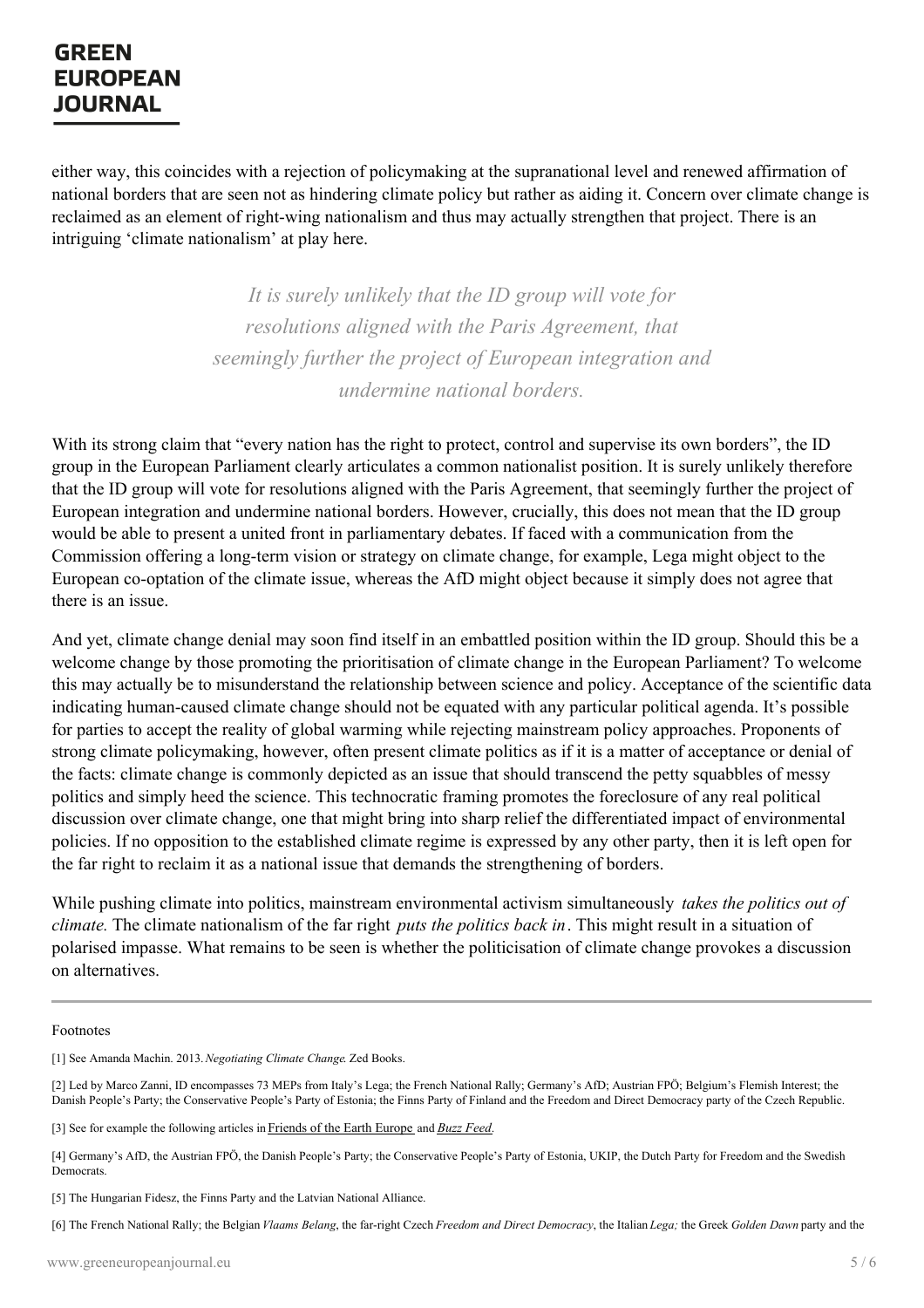either way, this coincides with a rejection of policymaking at the supranational level and renewed affirmation of national borders that are seen not as hindering climate policy but rather as aiding it. Concern over climate change is reclaimed as an element of right-wing nationalism and thus may actually strengthen that project. There is an intriguing 'climate nationalism' at play here.

> *It is surely unlikely that the ID group will vote for resolutions aligned with the Paris Agreement, that seemingly further the project of European integration and undermine national borders.*

With its strong claim that "every nation has the right to protect, control and supervise its own borders", the ID group in the European Parliament clearly articulates a common nationalist position. It is surely unlikely therefore that the ID group will vote for resolutions aligned with the Paris Agreement, that seemingly further the project of European integration and undermine national borders. However, crucially, this does not mean that the ID group would be able to present a united front in parliamentary debates. If faced with a communication from the Commission offering a long-term vision or strategy on climate change, for example, Lega might object to the European co-optation of the climate issue, whereas the AfD might object because it simply does not agree that there is an issue.

And yet, climate change denial may soon find itself in an embattled position within the ID group. Should this be a welcome change by those promoting the prioritisation of climate change in the European Parliament? To welcome this may actually be to misunderstand the relationship between science and policy. Acceptance of the scientific data indicating human-caused climate change should not be equated with any particular political agenda. It's possible for parties to accept the reality of global warming while rejecting mainstream policy approaches. Proponents of strong climate policymaking, however, often present climate politics as if it is a matter of acceptance or denial of the facts: climate change is commonly depicted as an issue that should transcend the petty squabbles of messy politics and simply heed the science. This technocratic framing promotes the foreclosure of any real political discussion over climate change, one that might bring into sharp relief the differentiated impact of environmental policies. If no opposition to the established climate regime is expressed by any other party, then it is left open for the far right to reclaim it as a national issue that demands the strengthening of borders.

While pushing climate into politics, mainstream environmental activism simultaneously *takes the politics out of climate.* The climate nationalism of the far right *puts the politics back in*. This might result in a situation of polarised impasse. What remains to be seen is whether the politicisation of climate change provokes a discussion on alternatives.

---

Footnotes

[1] See Amanda Machin. 2013. *Negotiating Climate Change*. Zed Books.

[2] Led by Marco Zanni, ID encompasses 73 MEPs from Italy's Lega; the French National Rally; Germany's AfD; Austrian FPÖ; Belgium's Flemish Interest; the Danish People's Party; the Conservative People's Party of Estonia; the Finns Party of Finland and the Freedom and Direct Democracy party of the Czech Republic.

[3] See for example the following articles in Friends of the Earth Europe and *Buzz Feed*.

[4] Germany's AfD, the Austrian FPÖ, the Danish People's Party; the Conservative People's Party of Estonia, UKIP, the Dutch Party for Freedom and the Swedish Democrats.

[5] The Hungarian Fidesz, the Finns Party and the Latvian National Alliance.

[6] The French National Rally; the Belgian *Vlaams Belang*, the far-right Czech *Freedom and Direct Democracy*, the Italian *Lega;* the Greek *Golden Dawn* party and the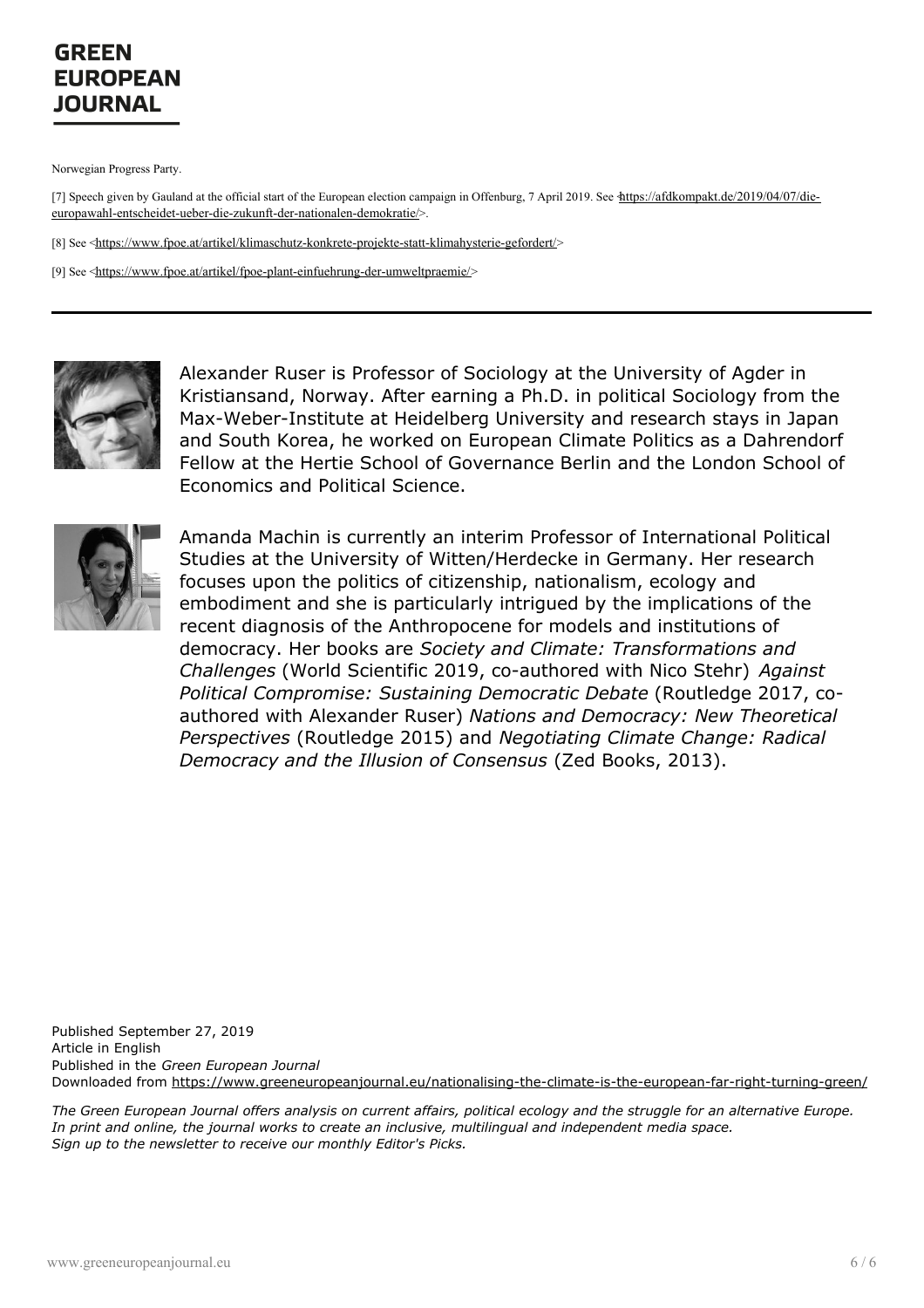Norwegian Progress Party.

[7] Speech given by Gauland at the official start of the European election campaign in Offenburg, 7 April 2019. See <https://afdkompakt.de/2019/04/07/die-europawahl-entscheidet-ueber-die-zukunft-der-nationalen-demokratie/>.

[8] See <https://www.fpoe.at/artikel/klimaschutz-konkrete-projekte-statt-klimahysterie-gefordert/>

[9] See <https://www.fpoe.at/artikel/fpoe-plant-einfuehrung-der-umweltpraemie/>

---

Alexander Ruser is Professor of Sociology at the University of Agder in Kristiansand, Norway. After earning a Ph.D. in political Sociology from the Max-Weber-Institute at Heidelberg University and research stays in Japan and South Korea, he worked on European Climate Politics as a Dahrendorf Fellow at the Hertie School of Governance Berlin and the London School of Economics and Political Science.

Amanda Machin is currently an interim Professor of International Political Studies at the University of Witten/Herdecke in Germany. Her research focuses upon the politics of citizenship, nationalism, ecology and embodiment and she is particularly intrigued by the implications of the recent diagnosis of the Anthropocene for models and institutions of democracy. Her books are *Society and Climate: Transformations and Challenges* (World Scientific 2019, co-authored with Nico Stehr) *Against Political Compromise: Sustaining Democratic Debate* (Routledge 2017, co-authored with Alexander Ruser) *Nations and Democracy: New Theoretical Perspectives* (Routledge 2015) and *Negotiating Climate Change: Radical Democracy and the Illusion of Consensus* (Zed Books, 2013).

Published September 27, 2019
Article in English
Published in the *Green European Journal*
Downloaded from https://www.greeneuropeanjournal.eu/nationalising-the-climate-is-the-european-far-right-turning-green/

*The Green European Journal offers analysis on current affairs, political ecology and the struggle for an alternative Europe. In print and online, the journal works to create an inclusive, multilingual and independent media space. Sign up to the newsletter to receive our monthly Editor's Picks.*